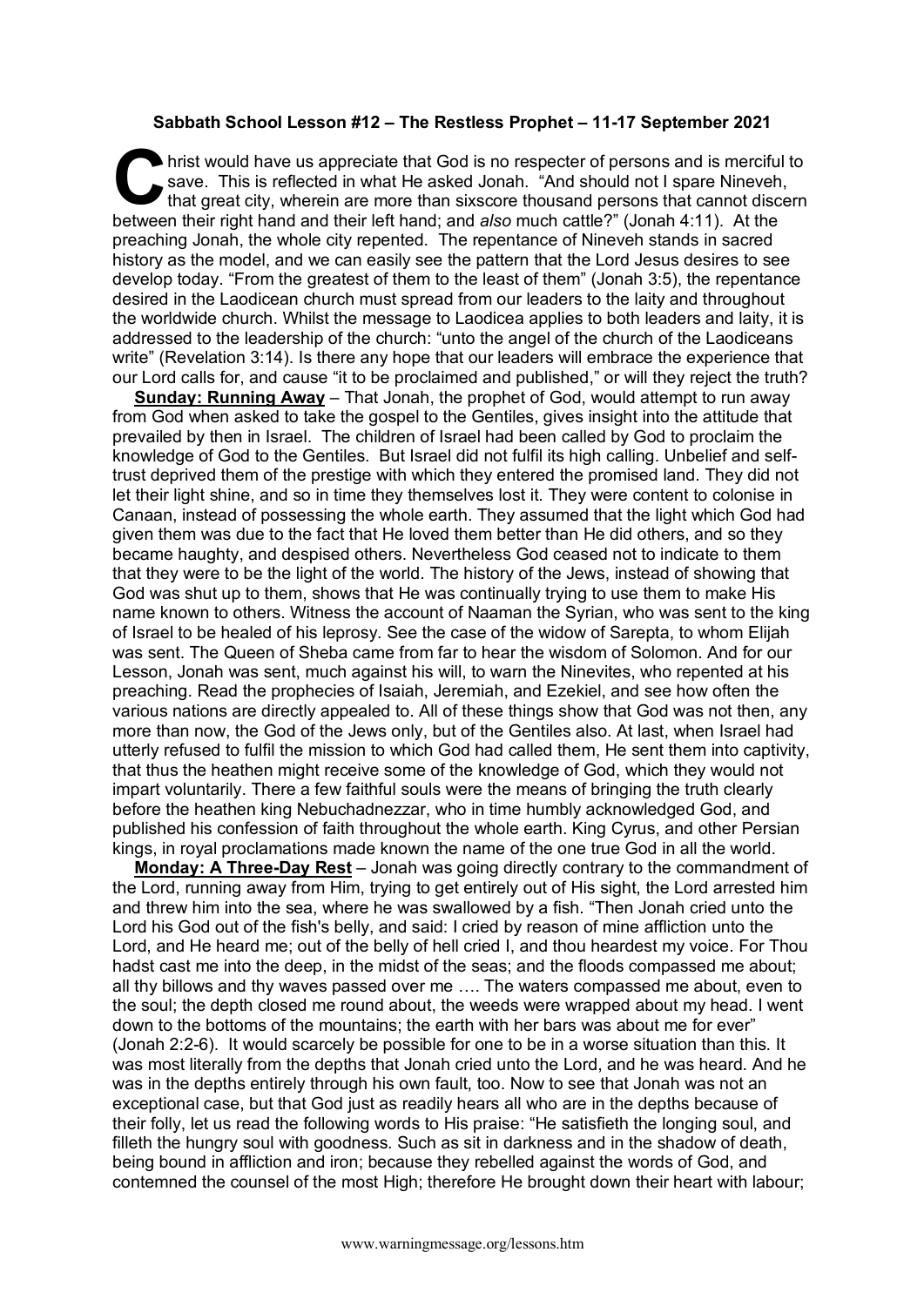**Sabbath School Lesson #12 – The Restless Prophet – 11-17 September 2021**

Christ would have us appreciate that God is no respecter of persons and is merciful to save. This is reflected in what He asked Jonah. "And should not I spare Nineveh, that great city, wherein are more than sixscore thousand persons that cannot discern between their right hand and their left hand; and *also* much cattle?" (Jonah 4:11). At the preaching Jonah, the whole city repented. The repentance of Nineveh stands in sacred history as the model, and we can easily see the pattern that the Lord Jesus desires to see develop today. "From the greatest of them to the least of them" (Jonah 3:5), the repentance desired in the Laodicean church must spread from our leaders to the laity and throughout the worldwide church. Whilst the message to Laodicea applies to both leaders and laity, it is addressed to the leadership of the church: "unto the angel of the church of the Laodiceans write" (Revelation 3:14). Is there any hope that our leaders will embrace the experience that our Lord calls for, and cause "it to be proclaimed and published," or will they reject the truth?

**Sunday: Running Away** – That Jonah, the prophet of God, would attempt to run away from God when asked to take the gospel to the Gentiles, gives insight into the attitude that prevailed by then in Israel. The children of Israel had been called by God to proclaim the knowledge of God to the Gentiles. But Israel did not fulfil its high calling. Unbelief and self-trust deprived them of the prestige with which they entered the promised land. They did not let their light shine, and so in time they themselves lost it. They were content to colonise in Canaan, instead of possessing the whole earth. They assumed that the light which God had given them was due to the fact that He loved them better than He did others, and so they became haughty, and despised others. Nevertheless God ceased not to indicate to them that they were to be the light of the world. The history of the Jews, instead of showing that God was shut up to them, shows that He was continually trying to use them to make His name known to others. Witness the account of Naaman the Syrian, who was sent to the king of Israel to be healed of his leprosy. See the case of the widow of Sarepta, to whom Elijah was sent. The Queen of Sheba came from far to hear the wisdom of Solomon. And for our Lesson, Jonah was sent, much against his will, to warn the Ninevites, who repented at his preaching. Read the prophecies of Isaiah, Jeremiah, and Ezekiel, and see how often the various nations are directly appealed to. All of these things show that God was not then, any more than now, the God of the Jews only, but of the Gentiles also. At last, when Israel had utterly refused to fulfil the mission to which God had called them, He sent them into captivity, that thus the heathen might receive some of the knowledge of God, which they would not impart voluntarily. There a few faithful souls were the means of bringing the truth clearly before the heathen king Nebuchadnezzar, who in time humbly acknowledged God, and published his confession of faith throughout the whole earth. King Cyrus, and other Persian kings, in royal proclamations made known the name of the one true God in all the world.

**Monday: A Three-Day Rest** – Jonah was going directly contrary to the commandment of the Lord, running away from Him, trying to get entirely out of His sight, the Lord arrested him and threw him into the sea, where he was swallowed by a fish. "Then Jonah cried unto the Lord his God out of the fish's belly, and said: I cried by reason of mine affliction unto the Lord, and He heard me; out of the belly of hell cried I, and thou heardest my voice. For Thou hadst cast me into the deep, in the midst of the seas; and the floods compassed me about; all thy billows and thy waves passed over me …. The waters compassed me about, even to the soul; the depth closed me round about, the weeds were wrapped about my head. I went down to the bottoms of the mountains; the earth with her bars was about me for ever" (Jonah 2:2-6). It would scarcely be possible for one to be in a worse situation than this. It was most literally from the depths that Jonah cried unto the Lord, and he was heard. And he was in the depths entirely through his own fault, too. Now to see that Jonah was not an exceptional case, but that God just as readily hears all who are in the depths because of their folly, let us read the following words to His praise: "He satisfieth the longing soul, and filleth the hungry soul with goodness. Such as sit in darkness and in the shadow of death, being bound in affliction and iron; because they rebelled against the words of God, and contemned the counsel of the most High; therefore He brought down their heart with labour;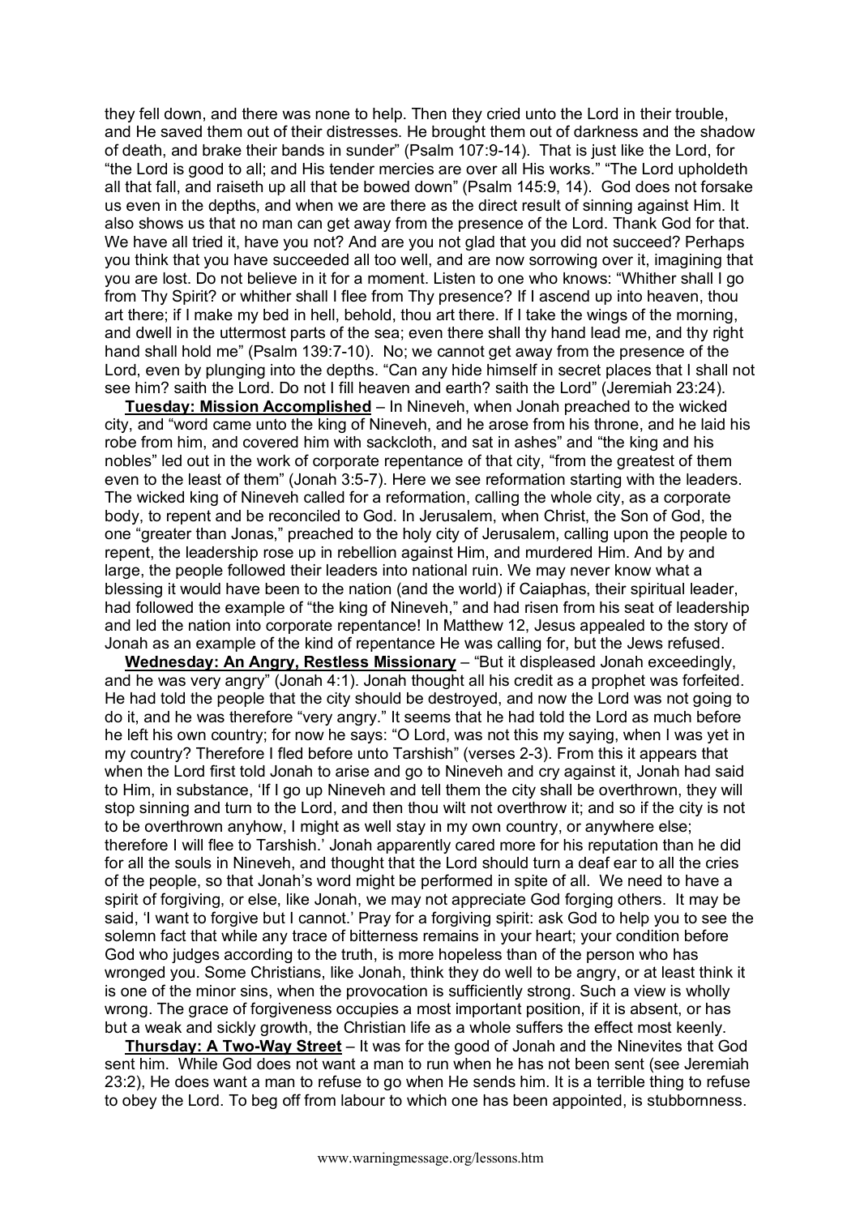they fell down, and there was none to help. Then they cried unto the Lord in their trouble, and He saved them out of their distresses. He brought them out of darkness and the shadow of death, and brake their bands in sunder" (Psalm 107:9-14). That is just like the Lord, for "the Lord is good to all; and His tender mercies are over all His works." "The Lord upholdeth all that fall, and raiseth up all that be bowed down" (Psalm 145:9, 14). God does not forsake us even in the depths, and when we are there as the direct result of sinning against Him. It also shows us that no man can get away from the presence of the Lord. Thank God for that. We have all tried it, have you not? And are you not glad that you did not succeed? Perhaps you think that you have succeeded all too well, and are now sorrowing over it, imagining that you are lost. Do not believe in it for a moment. Listen to one who knows: "Whither shall I go from Thy Spirit? or whither shall I flee from Thy presence? If I ascend up into heaven, thou art there; if I make my bed in hell, behold, thou art there. If I take the wings of the morning, and dwell in the uttermost parts of the sea; even there shall thy hand lead me, and thy right hand shall hold me" (Psalm 139:7-10). No; we cannot get away from the presence of the Lord, even by plunging into the depths. "Can any hide himself in secret places that I shall not see him? saith the Lord. Do not I fill heaven and earth? saith the Lord" (Jeremiah 23:24).

**Tuesday: Mission Accomplished** – In Nineveh, when Jonah preached to the wicked city, and "word came unto the king of Nineveh, and he arose from his throne, and he laid his robe from him, and covered him with sackcloth, and sat in ashes" and "the king and his nobles" led out in the work of corporate repentance of that city, "from the greatest of them even to the least of them" (Jonah 3:5-7). Here we see reformation starting with the leaders. The wicked king of Nineveh called for a reformation, calling the whole city, as a corporate body, to repent and be reconciled to God. In Jerusalem, when Christ, the Son of God, the one "greater than Jonas," preached to the holy city of Jerusalem, calling upon the people to repent, the leadership rose up in rebellion against Him, and murdered Him. And by and large, the people followed their leaders into national ruin. We may never know what a blessing it would have been to the nation (and the world) if Caiaphas, their spiritual leader, had followed the example of "the king of Nineveh," and had risen from his seat of leadership and led the nation into corporate repentance! In Matthew 12, Jesus appealed to the story of Jonah as an example of the kind of repentance He was calling for, but the Jews refused.

**Wednesday: An Angry, Restless Missionary** – "But it displeased Jonah exceedingly, and he was very angry" (Jonah 4:1). Jonah thought all his credit as a prophet was forfeited. He had told the people that the city should be destroyed, and now the Lord was not going to do it, and he was therefore "very angry." It seems that he had told the Lord as much before he left his own country; for now he says: "O Lord, was not this my saying, when I was yet in my country? Therefore I fled before unto Tarshish" (verses 2-3). From this it appears that when the Lord first told Jonah to arise and go to Nineveh and cry against it, Jonah had said to Him, in substance, 'If I go up Nineveh and tell them the city shall be overthrown, they will stop sinning and turn to the Lord, and then thou wilt not overthrow it; and so if the city is not to be overthrown anyhow, I might as well stay in my own country, or anywhere else; therefore I will flee to Tarshish.' Jonah apparently cared more for his reputation than he did for all the souls in Nineveh, and thought that the Lord should turn a deaf ear to all the cries of the people, so that Jonah's word might be performed in spite of all. We need to have a spirit of forgiving, or else, like Jonah, we may not appreciate God forging others. It may be said, 'I want to forgive but I cannot.' Pray for a forgiving spirit: ask God to help you to see the solemn fact that while any trace of bitterness remains in your heart; your condition before God who judges according to the truth, is more hopeless than of the person who has wronged you. Some Christians, like Jonah, think they do well to be angry, or at least think it is one of the minor sins, when the provocation is sufficiently strong. Such a view is wholly wrong. The grace of forgiveness occupies a most important position, if it is absent, or has but a weak and sickly growth, the Christian life as a whole suffers the effect most keenly.

**Thursday: A Two-Way Street** – It was for the good of Jonah and the Ninevites that God sent him. While God does not want a man to run when he has not been sent (see Jeremiah 23:2), He does want a man to refuse to go when He sends him. It is a terrible thing to refuse to obey the Lord. To beg off from labour to which one has been appointed, is stubbornness.